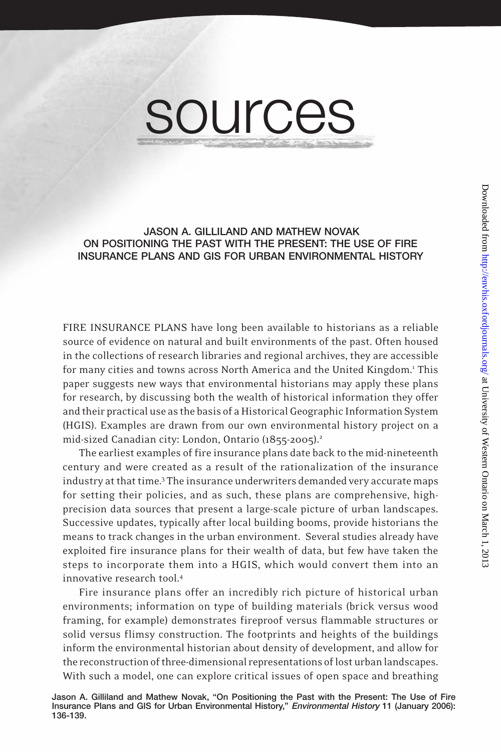# sources

**JASON A. GILLILAND AND MATHEW NOVAK ON POSITIONING THE PAST WITH THE PRESENT: THE USE OF FIRE INSURANCE PLANS AND GIS FOR URBAN ENVIRONMENTAL HISTORY**

FIRE INSURANCE PLANS have long been available to historians as a reliable source of evidence on natural and built environments of the past. Often housed in the collections of research libraries and regional archives, they are accessible for many cities and towns across North America and the United Kingdom.[1] This paper suggests new ways that environmental historians may apply these plans for research, by discussing both the wealth of historical information they offer and their practical use as the basis of a Historical Geographic Information System (HGIS). Examples are drawn from our own environmental history project on a mid-sized Canadian city: London, Ontario (1855-2005).[2]

The earliest examples of fire insurance plans date back to the mid-nineteenth century and were created as a result of the rationalization of the insurance industry at that time.[3] The insurance underwriters demanded very accurate maps for setting their policies, and as such, these plans are comprehensive, high-precision data sources that present a large-scale picture of urban landscapes. Successive updates, typically after local building booms, provide historians the means to track changes in the urban environment. Several studies already have exploited fire insurance plans for their wealth of data, but few have taken the steps to incorporate them into a HGIS, which would convert them into an innovative research tool.[4]

Fire insurance plans offer an incredibly rich picture of historical urban environments; information on type of building materials (brick versus wood framing, for example) demonstrates fireproof versus flammable structures or solid versus flimsy construction. The footprints and heights of the buildings inform the environmental historian about density of development, and allow for the reconstruction of three-dimensional representations of lost urban landscapes. With such a model, one can explore critical issues of open space and breathing

**Jason A. Gilliland and Mathew Novak, "On Positioning the Past with the Present: The Use of Fire Insurance Plans and GIS for Urban Environmental History,"** ***Environmental History*** **11 (January 2006): 136-139.**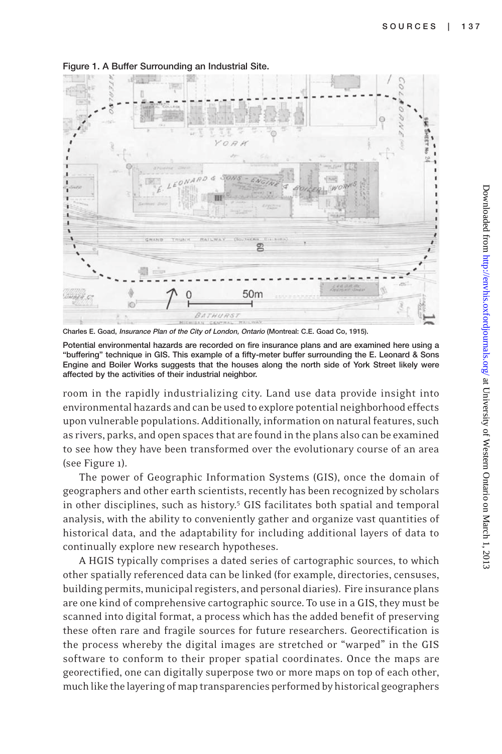Figure 1. A Buffer Surrounding an Industrial Site.

Charles E. Goad, *Insurance Plan of the City of London, Ontario* (Montreal: C.E. Goad Co, 1915).

Potential environmental hazards are recorded on fire insurance plans and are examined here using a "buffering" technique in GIS. This example of a fifty-meter buffer surrounding the E. Leonard & Sons Engine and Boiler Works suggests that the houses along the north side of York Street likely were affected by the activities of their industrial neighbor.

room in the rapidly industrializing city. Land use data provide insight into environmental hazards and can be used to explore potential neighborhood effects upon vulnerable populations. Additionally, information on natural features, such as rivers, parks, and open spaces that are found in the plans also can be examined to see how they have been transformed over the evolutionary course of an area (see Figure 1).

The power of Geographic Information Systems (GIS), once the domain of geographers and other earth scientists, recently has been recognized by scholars in other disciplines, such as history.[5] GIS facilitates both spatial and temporal analysis, with the ability to conveniently gather and organize vast quantities of historical data, and the adaptability for including additional layers of data to continually explore new research hypotheses.

A HGIS typically comprises a dated series of cartographic sources, to which other spatially referenced data can be linked (for example, directories, censuses, building permits, municipal registers, and personal diaries). Fire insurance plans are one kind of comprehensive cartographic source. To use in a GIS, they must be scanned into digital format, a process which has the added benefit of preserving these often rare and fragile sources for future researchers. Georectification is the process whereby the digital images are stretched or "warped" in the GIS software to conform to their proper spatial coordinates. Once the maps are georectified, one can digitally superpose two or more maps on top of each other, much like the layering of map transparencies performed by historical geographers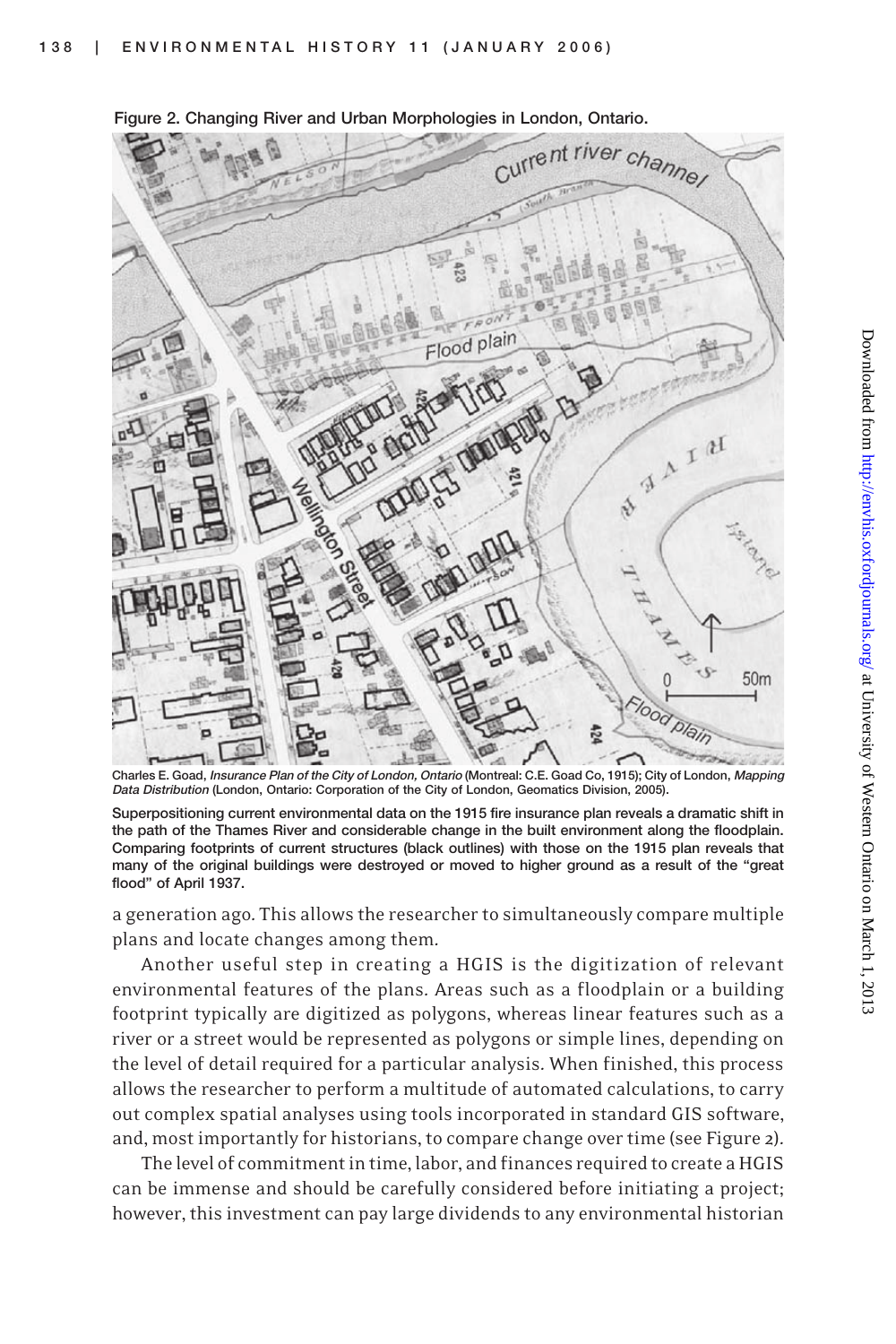Figure 2. Changing River and Urban Morphologies in London, Ontario.

Charles E. Goad, *Insurance Plan of the City of London, Ontario* (Montreal: C.E. Goad Co, 1915); City of London, *Mapping Data Distribution* (London, Ontario: Corporation of the City of London, Geomatics Division, 2005).

Superpositioning current environmental data on the 1915 fire insurance plan reveals a dramatic shift in the path of the Thames River and considerable change in the built environment along the floodplain. Comparing footprints of current structures (black outlines) with those on the 1915 plan reveals that many of the original buildings were destroyed or moved to higher ground as a result of the "great flood" of April 1937.

a generation ago. This allows the researcher to simultaneously compare multiple plans and locate changes among them.

Another useful step in creating a HGIS is the digitization of relevant environmental features of the plans. Areas such as a floodplain or a building footprint typically are digitized as polygons, whereas linear features such as a river or a street would be represented as polygons or simple lines, depending on the level of detail required for a particular analysis. When finished, this process allows the researcher to perform a multitude of automated calculations, to carry out complex spatial analyses using tools incorporated in standard GIS software, and, most importantly for historians, to compare change over time (see Figure 2).

The level of commitment in time, labor, and finances required to create a HGIS can be immense and should be carefully considered before initiating a project; however, this investment can pay large dividends to any environmental historian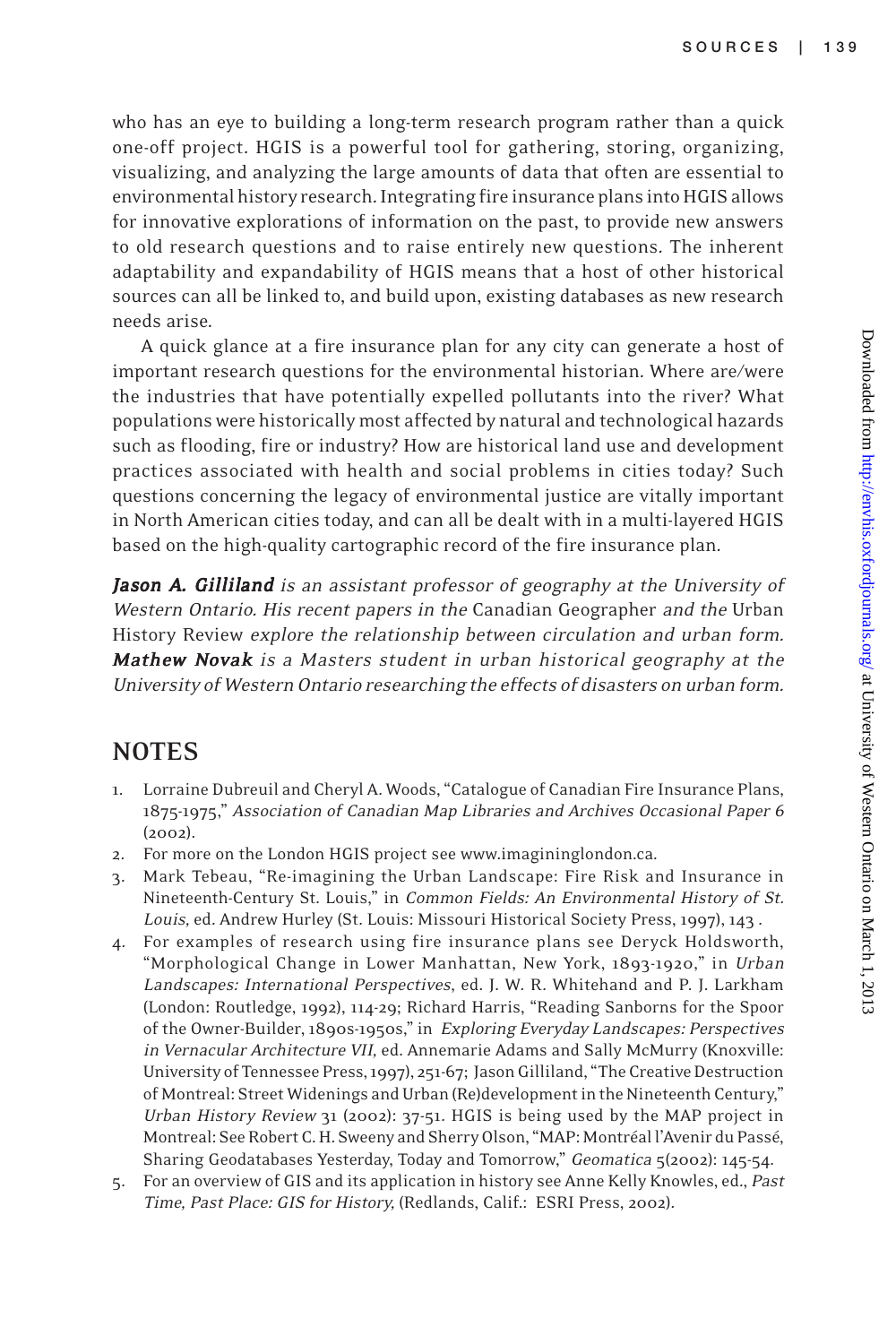who has an eye to building a long-term research program rather than a quick one-off project. HGIS is a powerful tool for gathering, storing, organizing, visualizing, and analyzing the large amounts of data that often are essential to environmental history research. Integrating fire insurance plans into HGIS allows for innovative explorations of information on the past, to provide new answers to old research questions and to raise entirely new questions. The inherent adaptability and expandability of HGIS means that a host of other historical sources can all be linked to, and build upon, existing databases as new research needs arise.

A quick glance at a fire insurance plan for any city can generate a host of important research questions for the environmental historian. Where are/were the industries that have potentially expelled pollutants into the river? What populations were historically most affected by natural and technological hazards such as flooding, fire or industry? How are historical land use and development practices associated with health and social problems in cities today? Such questions concerning the legacy of environmental justice are vitally important in North American cities today, and can all be dealt with in a multi-layered HGIS based on the high-quality cartographic record of the fire insurance plan.

***Jason A. Gilliland*** *is an assistant professor of geography at the University of Western Ontario. His recent papers in the* Canadian Geographer *and the* Urban History Review *explore the relationship between circulation and urban form.* ***Mathew Novak*** *is a Masters student in urban historical geography at the University of Western Ontario researching the effects of disasters on urban form.*

## NOTES

1. Lorraine Dubreuil and Cheryl A. Woods, "Catalogue of Canadian Fire Insurance Plans, 1875-1975," *Association of Canadian Map Libraries and Archives Occasional Paper 6* (2002).
2. For more on the London HGIS project see www.imagininglondon.ca.
3. Mark Tebeau, "Re-imagining the Urban Landscape: Fire Risk and Insurance in Nineteenth-Century St. Louis," in *Common Fields: An Environmental History of St. Louis,* ed. Andrew Hurley (St. Louis: Missouri Historical Society Press, 1997), 143 .
4. For examples of research using fire insurance plans see Deryck Holdsworth, "Morphological Change in Lower Manhattan, New York, 1893-1920," in *Urban Landscapes: International Perspectives*, ed. J. W. R. Whitehand and P. J. Larkham (London: Routledge, 1992), 114-29; Richard Harris, "Reading Sanborns for the Spoor of the Owner-Builder, 1890s-1950s," in *Exploring Everyday Landscapes: Perspectives in Vernacular Architecture VII,* ed. Annemarie Adams and Sally McMurry (Knoxville: University of Tennessee Press, 1997), 251-67; Jason Gilliland, "The Creative Destruction of Montreal: Street Widenings and Urban (Re)development in the Nineteenth Century," *Urban History Review* 31 (2002): 37-51. HGIS is being used by the MAP project in Montreal: See Robert C. H. Sweeny and Sherry Olson, "MAP: Montréal l'Avenir du Passé, Sharing Geodatabases Yesterday, Today and Tomorrow," *Geomatica* 5(2002): 145-54.
5. For an overview of GIS and its application in history see Anne Kelly Knowles, ed., *Past Time, Past Place: GIS for History,* (Redlands, Calif.: ESRI Press, 2002).